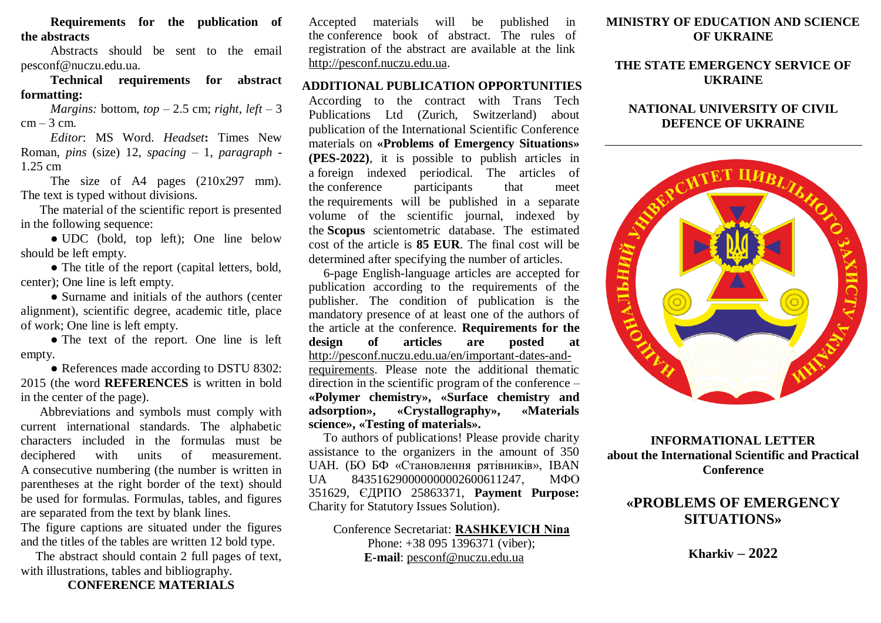**Requirements for the publication of the abstracts**

Abstracts should be sent to the email pesconf@nuczu.edu.ua.

**Technical requirements for abstract formatting:**

*Margins:* bottom, *top* – 2.5 cm; *right*, *left* – 3 cm – 3 cm.

*Editor*: MS Word. *Headset***:** Times New Roman, *pins* (size) 12, *spacing* – 1, *paragraph* - 1.25 cm

The size of A4 pages (210x297 mm). The text is typed without divisions.

The material of the scientific report is presented in the following sequence:

● UDC (bold, top left); One line below should be left empty.

● The title of the report (capital letters, bold, center); One line is left empty.

● Surname and initials of the authors (center alignment), scientific degree, academic title, place of work; One line is left empty.

● The text of the report. One line is left empty.

● References made according to DSTU 8302: 2015 (the word **REFERENCES** is written in bold in the center of the page).

Abbreviations and symbols must comply with current international standards. The alphabetic characters included in the formulas must be deciphered with units of measurement. A consecutive numbering (the number is written in parentheses at the right border of the text) should be used for formulas. Formulas, tables, and figures are separated from the text by blank lines.

The figure captions are situated under the figures and the titles of the tables are written 12 bold type.

The abstract should contain 2 full pages of text, with illustrations, tables and bibliography.

**CONFERENCE MATERIALS**

Accepted materials will be published in the conference book of abstract. The rules of registration of the abstract are available at the link http://pesconf.nuczu.edu.ua.

**ADDITIONAL PUBLICATION OPPORTUNITIES**

According to the contract with Trans Tech Publications Ltd (Zurich, Switzerland) about publication of the International Scientific Conference materials on **«Problems of Emergency Situations» (PES-2022)**, it is possible to publish articles in a foreign indexed periodical. The articles of the conference participants that meet the requirements will be published in a separate volume of the scientific journal, indexed by the **Scopus** scientometric database. The estimated cost of the article is **85 EUR**. The final cost will be determined after specifying the number of articles.

6-page English-language articles are accepted for publication according to the requirements of the publisher. The condition of publication is the mandatory presence of at least one of the authors of the article at the conference. **Requirements for the design of articles are posted at** http://pesconf.nuczu.edu.ua/en/important-dates-and-requirements. Please note the additional thematic direction in the scientific program of the conference – **«Polymer chemistry», «Surface chemistry and adsorption», «Crystallography», «Materials science», «Testing of materials».**

To authors of publications! Please provide charity assistance to the organizers in the amount of 350 UAH. (БО БФ «Становлення рятівників», IBAN UA 843516290000000002600611247, МФО 351629, ЄДРПО 25863371, **Payment Purpose:** Charity for Statutory Issues Solution).

Conference Secretariat: **RASHKEVICH Nina**
Phone: +38 095 1396371 (viber);
**E-mail**: pesconf@nuczu.edu.ua

**MINISTRY OF EDUCATION AND SCIENCE OF UKRAINE**

**THE STATE EMERGENCY SERVICE OF UKRAINE**

**NATIONAL UNIVERSITY OF CIVIL DEFENCE OF UKRAINE**

**INFORMATIONAL LETTER**
**about the International Scientific and Practical Conference**

## «PROBLEMS OF EMERGENCY SITUATIONS»

**Kharkiv – 2022**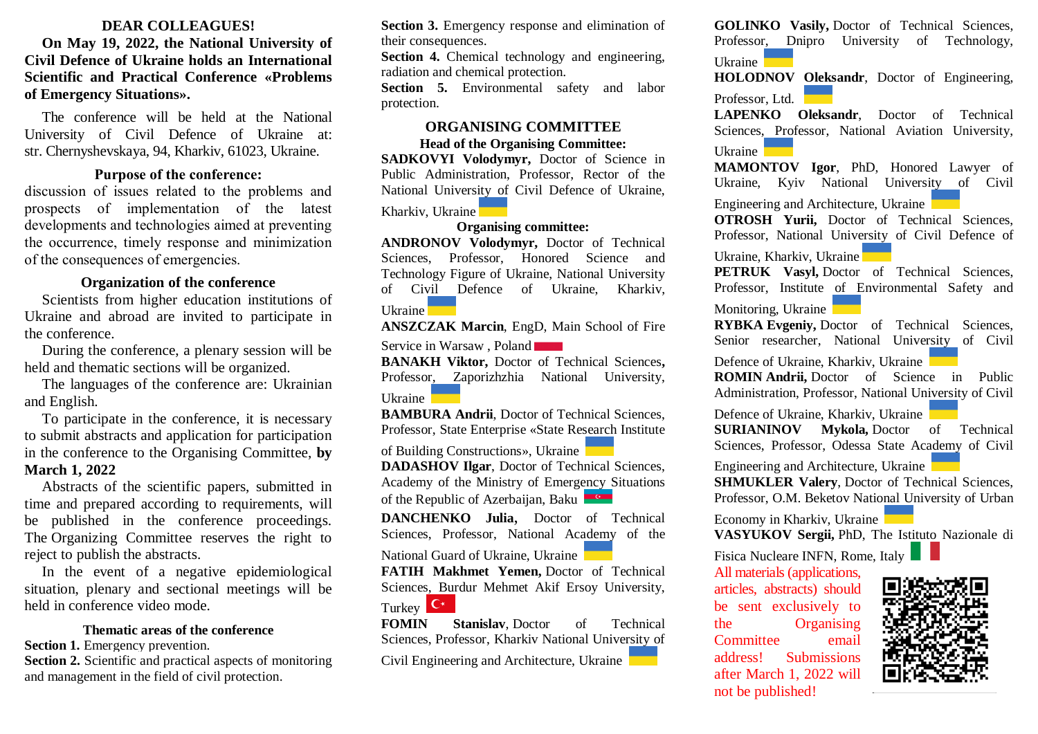## DEAR COLLEAGUES!

**On May 19, 2022, the National University of Civil Defence of Ukraine holds an International Scientific and Practical Conference «Problems of Emergency Situations».**

The conference will be held at the National University of Civil Defence of Ukraine at: str. Chernyshevskaya, 94, Kharkiv, 61023, Ukraine.

### Purpose of the conference:

discussion of issues related to the problems and prospects of implementation of the latest developments and technologies aimed at preventing the occurrence, timely response and minimization of the consequences of emergencies.

### Organization of the conference

Scientists from higher education institutions of Ukraine and abroad are invited to participate in the conference.

During the conference, a plenary session will be held and thematic sections will be organized.

The languages of the conference are: Ukrainian and English.

To participate in the conference, it is necessary to submit abstracts and application for participation in the conference to the Organising Committee, **by March 1, 2022**

Abstracts of the scientific papers, submitted in time and prepared according to requirements, will be published in the conference proceedings. The Organizing Committee reserves the right to reject to publish the abstracts.

In the event of a negative epidemiological situation, plenary and sectional meetings will be held in conference video mode.

### Thematic areas of the conference

**Section 1.** Emergency prevention.
**Section 2.** Scientific and practical aspects of monitoring and management in the field of civil protection.
**Section 3.** Emergency response and elimination of their consequences.
**Section 4.** Chemical technology and engineering, radiation and chemical protection.
**Section 5.** Environmental safety and labor protection.

## ORGANISING COMMITTEE

### Head of the Organising Committee:

**SADKOVYI Volodymyr,** Doctor of Science in Public Administration, Professor, Rector of the National University of Civil Defence of Ukraine, Kharkiv, Ukraine

### Organising committee:

**ANDRONOV Volodymyr,** Doctor of Technical Sciences, Professor, Honored Science and Technology Figure of Ukraine, National University of Civil Defence of Ukraine, Kharkiv, Ukraine

**ANSZCZAK Marcin**, EngD, Main School of Fire Service in Warsaw , Poland

**BANAKH Viktor,** Doctor of Technical Sciences**,** Professor, Zaporizhzhia National University, Ukraine

**BAMBURA Andrii**, Doctor of Technical Sciences, Professor, State Enterprise «State Research Institute of Building Constructions», Ukraine

**DADASHOV Ilgar**, Doctor of Technical Sciences, Academy of the Ministry of Emergency Situations of the Republic of Azerbaijan, Baku

**DANCHENKO Julia,** Doctor of Technical Sciences, Professor, National Academy of the National Guard of Ukraine, Ukraine

**FATIH Makhmet Yemen,** Doctor of Technical Sciences, Burdur Mehmet Akif Ersoy University, Turkey

**FOMIN Stanislav**, Doctor of Technical Sciences, Professor, Kharkiv National University of Civil Engineering and Architecture, Ukraine

**GOLINKO Vasily,** Doctor of Technical Sciences, Professor, Dnipro University of Technology, Ukraine

**HOLODNOV Oleksandr**, Doctor of Engineering, Professor, Ltd.

**LAPENKO Oleksandr**, Doctor of Technical Sciences, Professor, National Aviation University, Ukraine

**MAMONTOV Igor**, PhD, Honored Lawyer of Ukraine, Kyiv National University of Civil Engineering and Architecture, Ukraine

**OTROSH Yurii,** Doctor of Technical Sciences, Professor, National University of Civil Defence of Ukraine, Kharkiv, Ukraine

**PETRUK Vasyl,** Doctor of Technical Sciences, Professor, Institute of Environmental Safety and Monitoring, Ukraine

**RYBKA Evgeniy,** Doctor of Technical Sciences, Senior researcher, National University of Civil Defence of Ukraine, Kharkiv, Ukraine

**ROMIN Andrii,** Doctor of Science in Public Administration, Professor, National University of Civil Defence of Ukraine, Kharkiv, Ukraine

**SURIANINOV Mykola,** Doctor of Technical Sciences, Professor, Odessa State Academy of Civil Engineering and Architecture, Ukraine

**SHMUKLER Valery**, Doctor of Technical Sciences, Professor, O.M. Beketov National University of Urban Economy in Kharkiv, Ukraine

**VASYUKOV Sergii,** PhD, The Istituto Nazionale di Fisica Nucleare INFN, Rome, Italy

All materials (applications, articles, abstracts) should be sent exclusively to the Organising Committee email address! Submissions after March 1, 2022 will not be published!